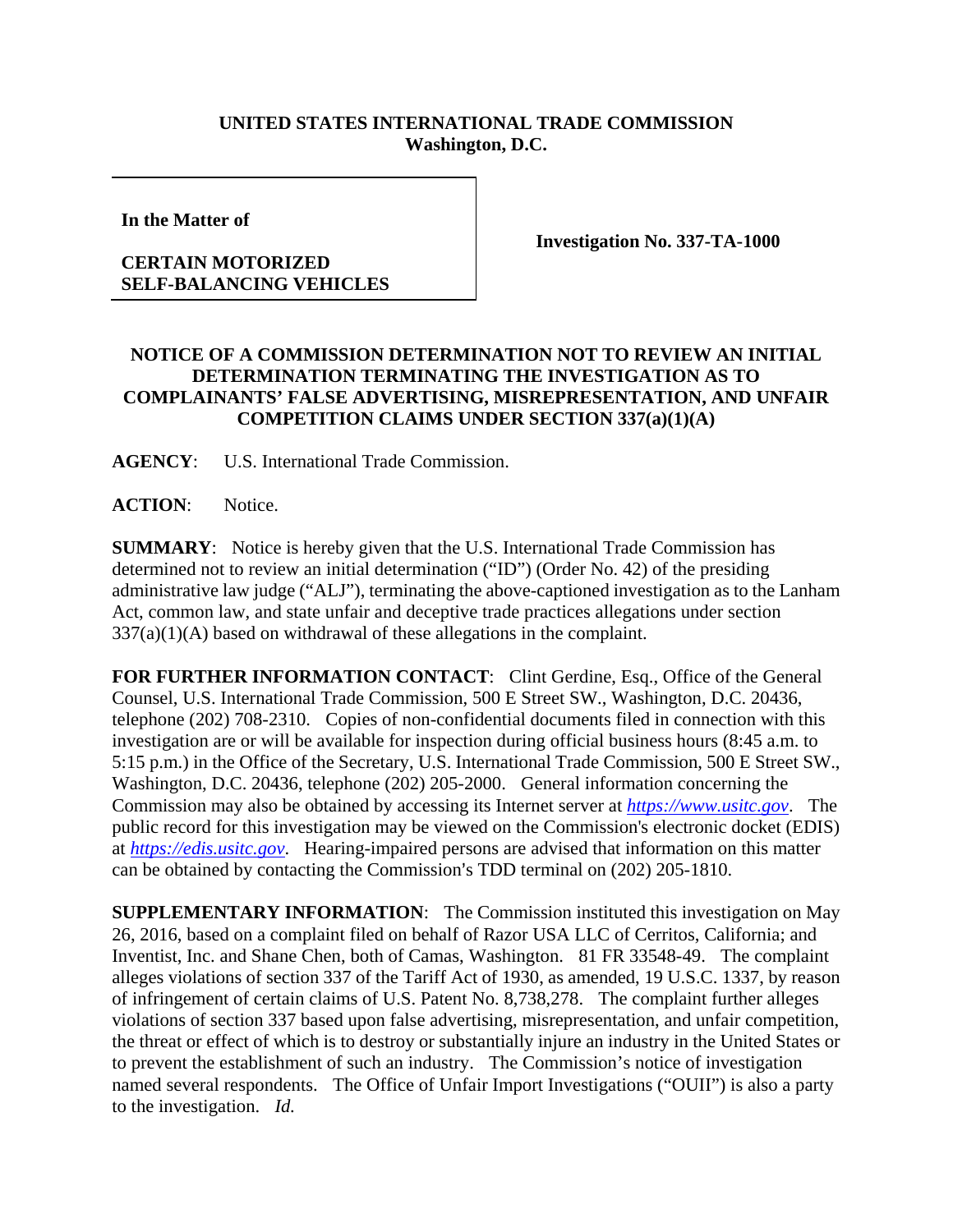**UNITED STATES INTERNATIONAL TRADE COMMISSION**
**Washington, D.C.**

| **In the Matter of** <br><br> **CERTAIN MOTORIZED SELF-BALANCING VEHICLES** | **Investigation No. 337-TA-1000** |
|---|---|

## NOTICE OF A COMMISSION DETERMINATION NOT TO REVIEW AN INITIAL DETERMINATION TERMINATING THE INVESTIGATION AS TO COMPLAINANTS' FALSE ADVERTISING, MISREPRESENTATION, AND UNFAIR COMPETITION CLAIMS UNDER SECTION 337(a)(1)(A)

**AGENCY**: U.S. International Trade Commission.

**ACTION**: Notice.

**SUMMARY**: Notice is hereby given that the U.S. International Trade Commission has determined not to review an initial determination ("ID") (Order No. 42) of the presiding administrative law judge ("ALJ"), terminating the above-captioned investigation as to the Lanham Act, common law, and state unfair and deceptive trade practices allegations under section 337(a)(1)(A) based on withdrawal of these allegations in the complaint.

**FOR FURTHER INFORMATION CONTACT**: Clint Gerdine, Esq., Office of the General Counsel, U.S. International Trade Commission, 500 E Street SW., Washington, D.C. 20436, telephone (202) 708-2310. Copies of non-confidential documents filed in connection with this investigation are or will be available for inspection during official business hours (8:45 a.m. to 5:15 p.m.) in the Office of the Secretary, U.S. International Trade Commission, 500 E Street SW., Washington, D.C. 20436, telephone (202) 205-2000. General information concerning the Commission may also be obtained by accessing its Internet server at *https://www.usitc.gov*. The public record for this investigation may be viewed on the Commission's electronic docket (EDIS) at *https://edis.usitc.gov*. Hearing-impaired persons are advised that information on this matter can be obtained by contacting the Commission's TDD terminal on (202) 205-1810.

**SUPPLEMENTARY INFORMATION**: The Commission instituted this investigation on May 26, 2016, based on a complaint filed on behalf of Razor USA LLC of Cerritos, California; and Inventist, Inc. and Shane Chen, both of Camas, Washington. 81 FR 33548-49. The complaint alleges violations of section 337 of the Tariff Act of 1930, as amended, 19 U.S.C. 1337, by reason of infringement of certain claims of U.S. Patent No. 8,738,278. The complaint further alleges violations of section 337 based upon false advertising, misrepresentation, and unfair competition, the threat or effect of which is to destroy or substantially injure an industry in the United States or to prevent the establishment of such an industry. The Commission's notice of investigation named several respondents. The Office of Unfair Import Investigations ("OUII") is also a party to the investigation. *Id.*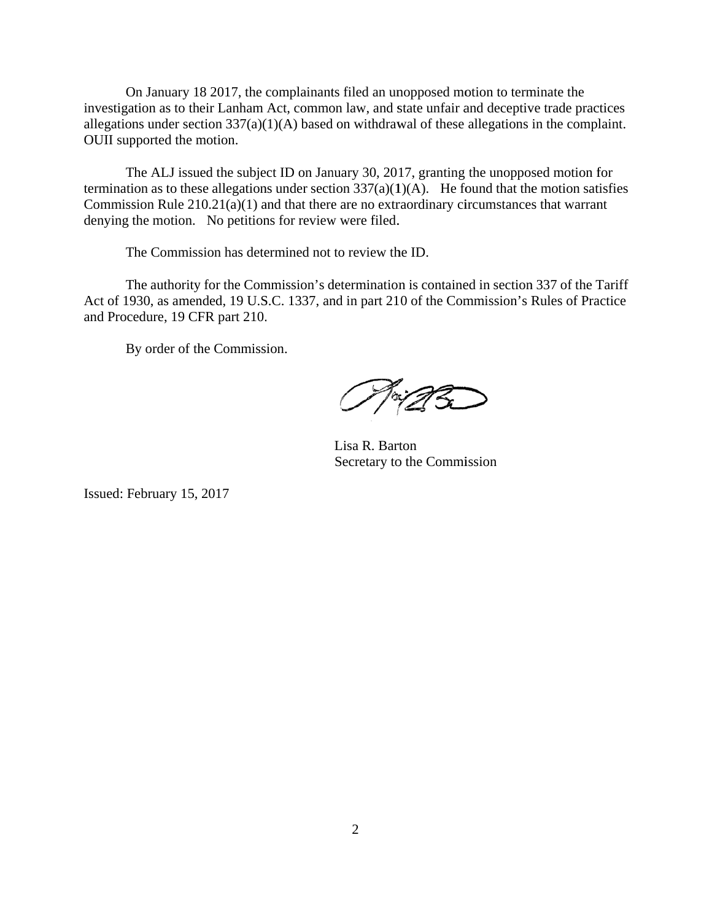On January 18 2017, the complainants filed an unopposed motion to terminate the investigation as to their Lanham Act, common law, and state unfair and deceptive trade practices allegations under section 337(a)(1)(A) based on withdrawal of these allegations in the complaint. OUII supported the motion.

The ALJ issued the subject ID on January 30, 2017, granting the unopposed motion for termination as to these allegations under section 337(a)(1)(A). He found that the motion satisfies Commission Rule 210.21(a)(1) and that there are no extraordinary circumstances that warrant denying the motion. No petitions for review were filed.

The Commission has determined not to review the ID.

The authority for the Commission's determination is contained in section 337 of the Tariff Act of 1930, as amended, 19 U.S.C. 1337, and in part 210 of the Commission's Rules of Practice and Procedure, 19 CFR part 210.

By order of the Commission.

Lisa R. Barton
Secretary to the Commission

Issued: February 15, 2017